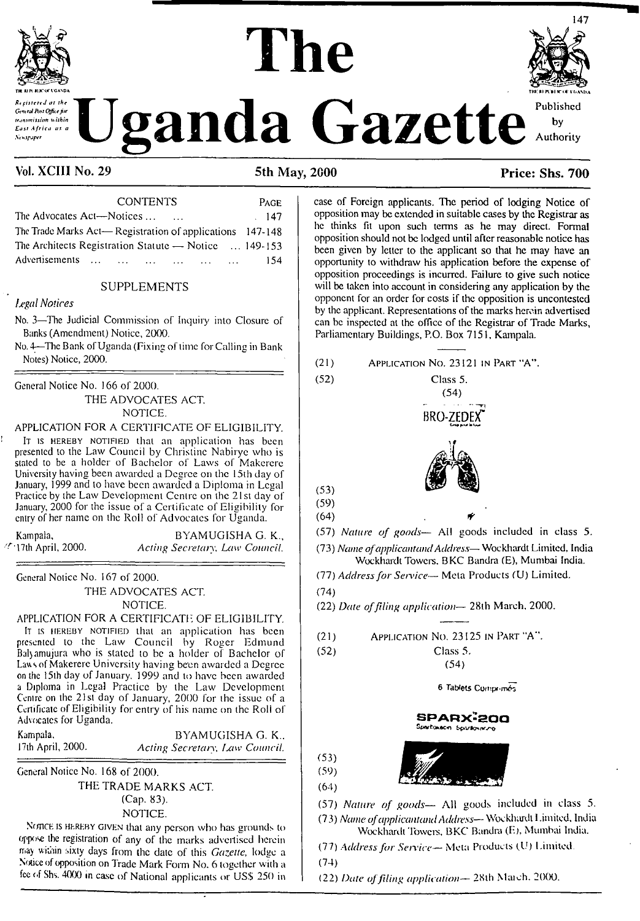# The Uganda Gazette

Registered at the General Post Office for transmission within East Africa as a Newspaper

Published by Authority

**Vol. XCIII No. 29** — **5th May, 2000** — **Price: Shs. 700**

| CONTENTS | PAGE |
|---|---|
| The Advocates Act—Notices ... ... | 147 |
| The Trade Marks Act— Registration of applications | 147-148 |
| The Architects Registration Statute — Notice ... | 149-153 |
| Advertisements ... ... ... ... ... ... | 154 |

## SUPPLEMENTS

*Legal Notices*

No. 3—The Judicial Commission of Inquiry into Closure of Banks (Amendment) Notice, 2000.

No. 4—The Bank of Uganda (Fixing of time for Calling in Bank Notes) Notice, 2000.

---

General Notice No. 166 of 2000.

### THE ADVOCATES ACT.

NOTICE.

APPLICATION FOR A CERTIFICATE OF ELIGIBILITY.

IT IS HEREBY NOTIFIED that an application has been presented to the Law Council by Christine Nabirye who is stated to be a holder of Bachelor of Laws of Makerere University having been awarded a Degree on the 15th day of January, 1999 and to have been awarded a Diploma in Legal Practice by the Law Development Centre on the 21st day of January, 2000 for the issue of a Certificate of Eligibility for entry of her name on the Roll of Advocates for Uganda.

Kampala, 17th April, 2000.

BYAMUGISHA G. K., *Acting Secretary, Law Council.*

---

General Notice No. 167 of 2000.

### THE ADVOCATES ACT.

NOTICE.

APPLICATION FOR A CERTIFICATE OF ELIGIBILITY.

IT IS HEREBY NOTIFIED that an application has been presented to the Law Council by Roger Edmund Balyamujura who is stated to be a holder of Bachelor of Laws of Makerere University having been awarded a Degree on the 15th day of January, 1999 and to have been awarded a Diploma in Legal Practice by the Law Development Centre on the 21st day of January, 2000 for the issue of a Certificate of Eligibility for entry of his name on the Roll of Advocates for Uganda.

Kampala, 17th April, 2000.

BYAMUGISHA G. K., *Acting Secretary, Law Council.*

---

General Notice No. 168 of 2000.

### THE TRADE MARKS ACT.

(Cap. 83).

NOTICE.

NOTICE IS HEREBY GIVEN that any person who has grounds to oppose the registration of any of the marks advertised herein may within sixty days from the date of this *Gazette*, lodge a Notice of opposition on Trade Mark Form No. 6 together with a fee of Shs. 4000 in case of National applicants or US$ 250 in case of Foreign applicants. The period of lodging Notice of opposition may be extended in suitable cases by the Registrar as he thinks fit upon such terms as he may direct. Formal opposition should not be lodged until after reasonable notice has been given by letter to the applicant so that he may have an opportunity to withdraw his application before the expense of opposition proceedings is incurred. Failure to give such notice will be taken into account in considering any application by the opponent for an order for costs if the opposition is uncontested by the applicant. Representations of the marks herein advertised can be inspected at the office of the Registrar of Trade Marks, Parliamentary Buildings, P.O. Box 7151, Kampala.

---

(21) APPLICATION NO. 23121 IN PART "A".

(52) Class 5.

(54) BRO-ZEDEX

(53)

(59)

(64)

(57) *Nature of goods*— All goods included in class 5.

(73) *Name of applicant and Address*— Wockhardt Limited, India Wockhardt Towers, BKC Bandra (E), Mumbai India.

(77) *Address for Service*— Meta Products (U) Limited.

(74)

(22) *Date of filing application*— 28th March, 2000.

---

(21) APPLICATION NO. 23125 IN PART "A".

(52) Class 5.

(54) 6 Tablets Comprimés

SPARX-200

(53)

(59)

(64)

(57) *Nature of goods*— All goods included in class 5.

(73) *Name of applicant and Address*— Wockhardt Limited, India Wockhardt Towers, BKC Bandra (E), Mumbai India.

(77) *Address for Service*— Meta Products (U) Limited.

(74)

(22) *Date of filing application*— 28th March, 2000.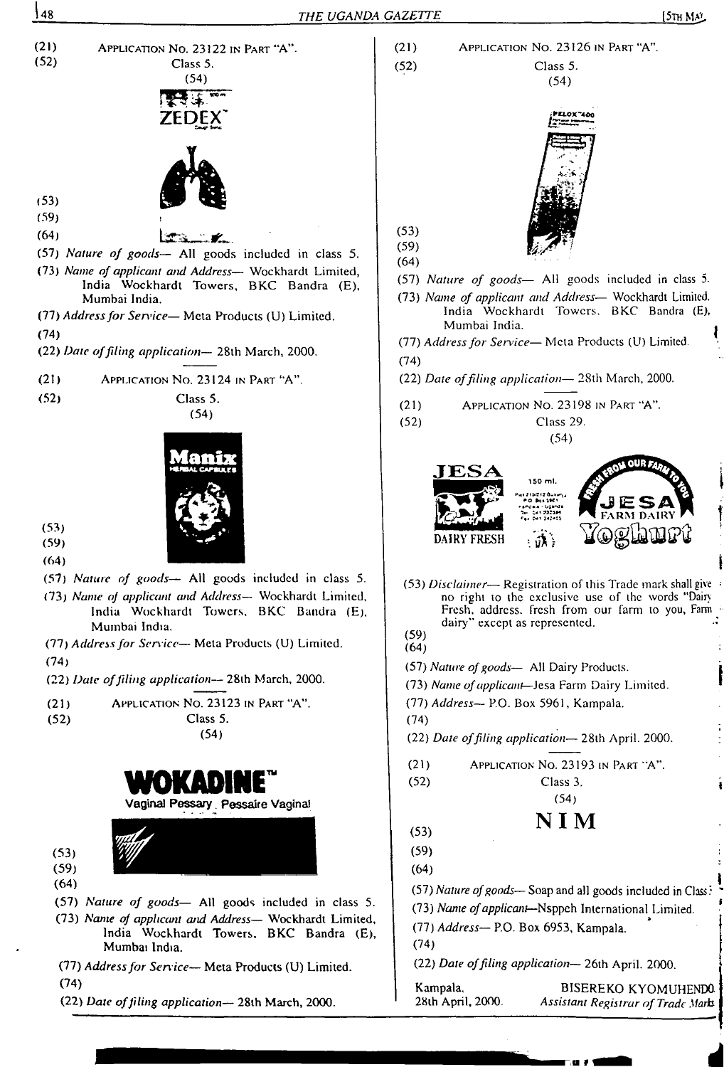(21) APPLICATION NO. 23122 IN PART "A".

(52) Class 5.

(54)

ZEDEX

(53)

(59)

(64)

(57) *Nature of goods*— All goods included in class 5.

(73) *Name of applicant and Address*— Wockhardt Limited, India Wockhardt Towers, BKC Bandra (E), Mumbai India.

(77) *Address for Service*— Meta Products (U) Limited.

(74)

(22) *Date of filing application*— 28th March, 2000.

---

(21) APPLICATION NO. 23124 IN PART "A".

(52) Class 5.

(54)

Manix

HERBAL CAPSULES

(53)

(59)

(64)

(57) *Nature of goods*— All goods included in class 5.

(73) *Name of applicant and Address*— Wockhardt Limited, India Wockhardt Towers, BKC Bandra (E), Mumbai India.

(77) *Address for Service*— Meta Products (U) Limited.

(74)

(22) *Date of filing application*— 28th March, 2000.

---

(21) APPLICATION NO. 23123 IN PART "A".

(52) Class 5.

(54)

WOKADINE™

Vaginal Pessary Pessaire Vaginal

(53)

(59)

(64)

(57) *Nature of goods*— All goods included in class 5.

(73) *Name of applicant and Address*— Wockhardt Limited, India Wockhardt Towers, BKC Bandra (E), Mumbai India.

(77) *Address for Service*— Meta Products (U) Limited.

(74)

(22) *Date of filing application*— 28th March, 2000.

---

(21) APPLICATION NO. 23126 IN PART "A".

(52) Class 5.

(54)

PELOX™400

(53)

(59)

(64)

(57) *Nature of goods*— All goods included in class 5.

(73) *Name of applicant and Address*— Wockhardt Limited, India Wockhardt Towers, BKC Bandra (E), Mumbai India.

(77) *Address for Service*— Meta Products (U) Limited.

(74)

(22) *Date of filing application*— 28th March, 2000.

---

(21) APPLICATION NO. 23198 IN PART "A".

(52) Class 29.

(54)

JESA DAIRY FRESH 150 ml. FRESH FROM OUR FARM TO YOU JESA FARM DAIRY Yoghurt

(53) *Disclaimer*— Registration of this Trade mark shall give no right to the exclusive use of the words "Dairy Fresh, address, fresh from our farm to you, Farm dairy" except as represented.

(59)

(64)

(57) *Nature of goods*— All Dairy Products.

(73) *Name of applicant*—Jesa Farm Dairy Limited.

(77) *Address*— P.O. Box 5961, Kampala.

(74)

(22) *Date of filing application*— 28th April, 2000.

---

(21) APPLICATION NO. 23193 IN PART "A".

(52) Class 3.

(54)

NIM

(53)

(59)

(64)

(57) *Nature of goods*— Soap and all goods included in Class 3.

(73) *Name of applicant*—Nsppeh International Limited.

(77) *Address*— P.O. Box 6953, Kampala.

(74)

(22) *Date of filing application*— 26th April, 2000.

Kampala,
28th April, 2000.

BISEREKO KYOMUHENDO,
*Assistant Registrar of Trade Marks*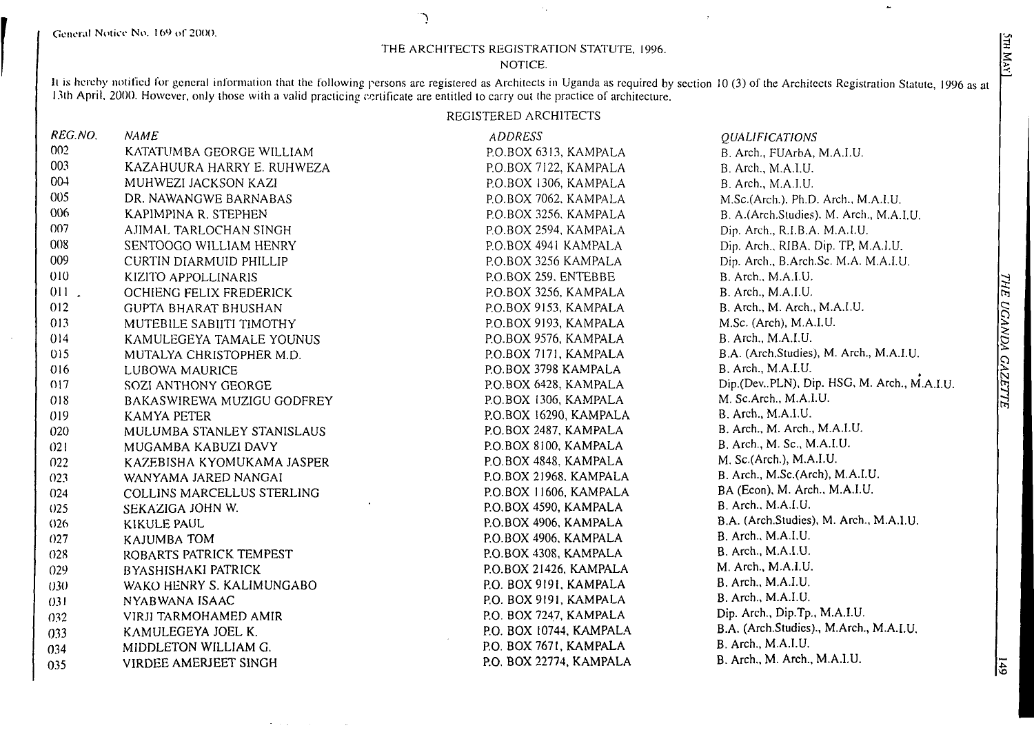General Notice No. 169 of 2000.

THE ARCHITECTS REGISTRATION STATUTE, 1996.

NOTICE.

It is hereby notified for general information that the following persons are registered as Architects in Uganda as required by section 10 (3) of the Architects Registration Statute, 1996 as at 13th April, 2000. However, only those with a valid practicing certificate are entitled to carry out the practice of architecture.

REGISTERED ARCHITECTS

| *REG.NO.* | *NAME* | *ADDRESS* | *QUALIFICATIONS* |
|---|---|---|---|
| 002 | KATATUMBA GEORGE WILLIAM | P.O.BOX 6313, KAMPALA | B. Arch., FUArbA, M.A.I.U. |
| 003 | KAZAHUURA HARRY E. RUHWEZA | P.O.BOX 7122, KAMPALA | B. Arch., M.A.I.U. |
| 004 | MUHWEZI JACKSON KAZI | P.O.BOX 1306, KAMPALA | B. Arch., M.A.I.U. |
| 005 | DR. NAWANGWE BARNABAS | P.O.BOX 7062, KAMPALA | M.Sc.(Arch.). Ph.D. Arch., M.A.I.U. |
| 006 | KAPIMPINA R. STEPHEN | P.O.BOX 3256, KAMPALA | B. A.(Arch.Studies). M. Arch., M.A.I.U. |
| 007 | AJIMAL TARLOCHAN SINGH | P.O.BOX 2594, KAMPALA | Dip. Arch., R.I.B.A. M.A.I.U. |
| 008 | SENTOOGO WILLIAM HENRY | P.O.BOX 4941 KAMPALA | Dip. Arch., RIBA, Dip. TP, M.A.I.U. |
| 009 | CURTIN DIARMUID PHILLIP | P.O.BOX 3256 KAMPALA | Dip. Arch., B.Arch.Sc. M.A. M.A.I.U. |
| 010 | KIZITO APPOLLINARIS | P.O.BOX 259, ENTEBBE | B. Arch., M.A.I.U. |
| 011 | OCHIENG FELIX FREDERICK | P.O.BOX 3256, KAMPALA | B. Arch., M.A.I.U. |
| 012 | GUPTA BHARAT BHUSHAN | P.O.BOX 9153, KAMPALA | B. Arch., M. Arch., M.A.I.U. |
| 013 | MUTEBILE SABIITI TIMOTHY | P.O.BOX 9193, KAMPALA | M.Sc. (Arch), M.A.I.U. |
| 014 | KAMULEGEYA TAMALE YOUNUS | P.O.BOX 9576, KAMPALA | B. Arch., M.A.I.U. |
| 015 | MUTALYA CHRISTOPHER M.D. | P.O.BOX 7171, KAMPALA | B.A. (Arch.Studies), M. Arch., M.A.I.U. |
| 016 | LUBOWA MAURICE | P.O.BOX 3798 KAMPALA | B. Arch., M.A.I.U. |
| 017 | SOZI ANTHONY GEORGE | P.O.BOX 6428, KAMPALA | Dip.(Dev..PLN), Dip. HSG, M. Arch., M.A.I.U. |
| 018 | BAKASWIREWA MUZIGU GODFREY | P.O.BOX 1306, KAMPALA | M. Sc.Arch., M.A.I.U. |
| 019 | KAMYA PETER | P.O.BOX 16290, KAMPALA | B. Arch., M.A.I.U. |
| 020 | MULUMBA STANLEY STANISLAUS | P.O.BOX 2487, KAMPALA | B. Arch., M. Arch., M.A.I.U. |
| 021 | MUGAMBA KABUZI DAVY | P.O.BOX 8100, KAMPALA | B. Arch., M. Sc., M.A.I.U. |
| 022 | KAZEBISHA KYOMUKAMA JASPER | P.O.BOX 4848, KAMPALA | M. Sc.(Arch.), M.A.I.U. |
| 023 | WANYAMA JARED NANGAI | P.O.BOX 21968, KAMPALA | B. Arch., M.Sc.(Arch), M.A.I.U. |
| 024 | COLLINS MARCELLUS STERLING | P.O.BOX 11606, KAMPALA | BA (Econ), M. Arch., M.A.I.U. |
| 025 | SEKAZIGA JOHN W. | P.O.BOX 4590, KAMPALA | B. Arch., M.A.I.U. |
| 026 | KIKULE PAUL | P.O.BOX 4906, KAMPALA | B.A. (Arch.Studies), M. Arch., M.A.I.U. |
| 027 | KAJUMBA TOM | P.O.BOX 4906, KAMPALA | B. Arch., M.A.I.U. |
| 028 | ROBARTS PATRICK TEMPEST | P.O.BOX 4308, KAMPALA | B. Arch., M.A.I.U. |
| 029 | BYASHISHAKI PATRICK | P.O.BOX 21426, KAMPALA | M. Arch., M.A.I.U. |
| 030 | WAKO HENRY S. KALIMUNGABO | P.O. BOX 9191, KAMPALA | B. Arch., M.A.I.U. |
| 031 | NYABWANA ISAAC | P.O. BOX 9191, KAMPALA | B. Arch., M.A.I.U. |
| 032 | VIRJI TARMOHAMED AMIR | P.O. BOX 7247, KAMPALA | Dip. Arch., Dip.Tp., M.A.I.U. |
| 033 | KAMULEGEYA JOEL K. | P.O. BOX 10744, KAMPALA | B.A. (Arch.Studies)., M.Arch., M.A.I.U. |
| 034 | MIDDLETON WILLIAM G. | P.O. BOX 7671, KAMPALA | B. Arch., M.A.I.U. |
| 035 | VIRDEE AMERJEET SINGH | P.O. BOX 22774, KAMPALA | B. Arch., M. Arch., M.A.I.U. |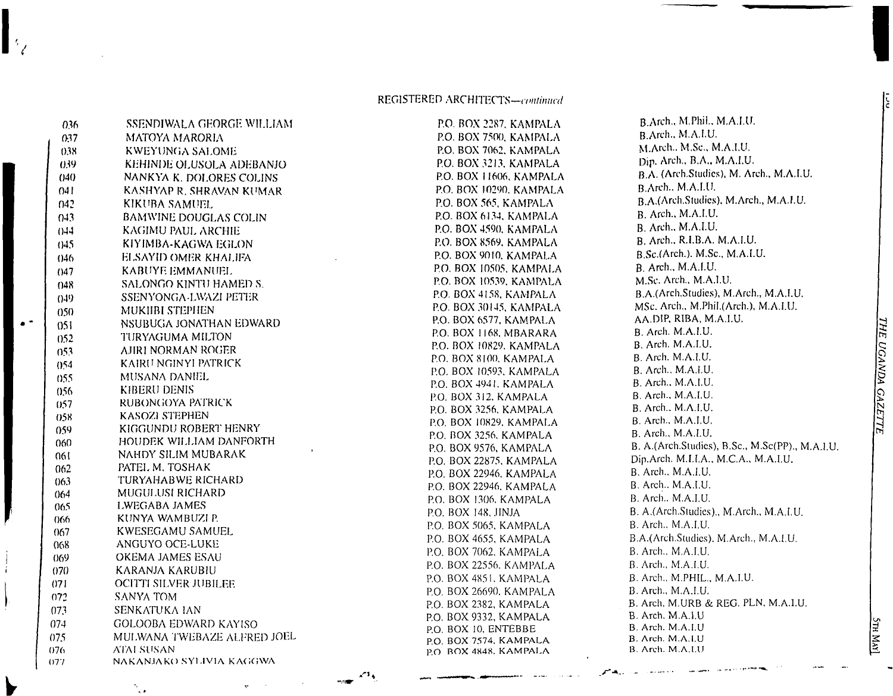REGISTERED ARCHITECTS—*continued*

| | | | |
|---|---|---|---|
| 036 | SSENDIWALA GEORGE WILLIAM | P.O. BOX 2287, KAMPALA | B.Arch., M.Phil., M.A.I.U. |
| 037 | MATOYA MARORIA | P.O. BOX 7500, KAMPALA | B.Arch., M.A.I.U. |
| 038 | KWEYUNGA SALOME | P.O. BOX 7062, KAMPALA | M.Arch., M.Sc., M.A.I.U. |
| 039 | KEHINDE OLUSOLA ADEBANJO | P.O. BOX 3213, KAMPALA | Dip. Arch., B.A., M.A.I.U. |
| 040 | NANKYA K. DOLORES COLINS | P.O. BOX 11606, KAMPALA | B.A. (Arch.Studies), M. Arch., M.A.I.U. |
| 041 | KASHYAP R. SHRAVAN KUMAR | P.O. BOX 10290, KAMPALA | B.Arch., M.A.I.U. |
| 042 | KIKUBA SAMUEL | P.O. BOX 565, KAMPALA | B.A.(Arch.Studies), M.Arch., M.A.I.U. |
| 043 | BAMWINE DOUGLAS COLIN | P.O. BOX 6134, KAMPALA | B. Arch., M.A.I.U. |
| 044 | KAGIMU PAUL ARCHIE | P.O. BOX 4590, KAMPALA | B. Arch., M.A.I.U. |
| 045 | KIYIMBA-KAGWA EGLON | P.O. BOX 8569, KAMPALA | B. Arch., R.I.B.A. M.A.I.U. |
| 046 | ELSAYID OMER KHALIFA | P.O. BOX 9010, KAMPALA | B.Sc.(Arch.), M.Sc., M.A.I.U. |
| 047 | KABUYE EMMANUEL | P.O. BOX 10505, KAMPALA | B. Arch., M.A.I.U. |
| 048 | SALONGO KINTU HAMED S. | P.O. BOX 10539, KAMPALA | M.Sc. Arch., M.A.I.U. |
| 049 | SSENYONGA-LWAZI PETER | P.O. BOX 4158, KAMPALA | B.A.(Arch.Studies), M.Arch., M.A.I.U. |
| 050 | MUKIIBI STEPHEN | P.O. BOX 30145, KAMPALA | MSc. Arch., M.Phil.(Arch.), M.A.I.U. |
| 051 | NSUBUGA JONATHAN EDWARD | P.O. BOX 6577, KAMPALA | AA.DIP, RIBA, M.A.I.U. |
| 052 | TURYAGUMA MILTON | P.O. BOX 1168, MBARARA | B. Arch. M.A.I.U. |
| 053 | AJIRI NORMAN ROGER | P.O. BOX 10829, KAMPALA | B. Arch. M.A.I.U. |
| 054 | KAIRU NGINYI PATRICK | P.O. BOX 8100, KAMPALA | B. Arch. M.A.I.U. |
| 055 | MUSANA DANIEL | P.O. BOX 10593, KAMPALA | B. Arch., M.A.I.U. |
| 056 | KIBERU DENIS | P.O. BOX 4941, KAMPALA | B. Arch., M.A.I.U. |
| 057 | RUBONGOYA PATRICK | P.O. BOX 312, KAMPALA | B. Arch., M.A.I.U. |
| 058 | KASOZI STEPHEN | P.O. BOX 3256, KAMPALA | B. Arch., M.A.I.U. |
| 059 | KIGGUNDU ROBERT HENRY | P.O. BOX 10829, KAMPALA | B. Arch., M.A.I.U. |
| 060 | HOUDEK WILLIAM DANFORTH | P.O. BOX 3256, KAMPALA | B. Arch., M.A.I.U. |
| 061 | NAHDY SILIM MUBARAK | P.O. BOX 9576, KAMPALA | B. A.(Arch.Studies), B.Sc., M.Sc(PP)., M.A.I.U. |
| 062 | PATEL M. TOSHAK | P.O. BOX 22875, KAMPALA | Dip.Arch. M.I.I.A., M.C.A., M.A.I.U. |
| 063 | TURYAHABWE RICHARD | P.O. BOX 22946, KAMPALA | B. Arch., M.A.I.U. |
| 064 | MUGULUSI RICHARD | P.O. BOX 22946, KAMPALA | B. Arch., M.A.I.U. |
| 065 | LWEGABA JAMES | P.O. BOX 1306, KAMPALA | B. Arch., M.A.I.U. |
| 066 | KUNYA WAMBUZI P. | P.O. BOX 148, JINJA | B. A.(Arch.Studies)., M.Arch., M.A.I.U. |
| 067 | KWESEGAMU SAMUEL | P.O. BOX 5065, KAMPALA | B. Arch., M.A.I.U. |
| 068 | ANGUYO OCE-LUKE | P.O. BOX 4655, KAMPALA | B.A.(Arch.Studies), M.Arch., M.A.I.U. |
| 069 | OKEMA JAMES ESAU | P.O. BOX 7062, KAMPALA | B. Arch., M.A.I.U. |
| 070 | KARANJA KARUBIU | P.O. BOX 22556, KAMPALA | B. Arch., M.A.I.U. |
| 071 | OCITTI SILVER JUBILEE | P.O. BOX 4851, KAMPALA | B. Arch., M.PHIL., M.A.I.U. |
| 072 | SANYA TOM | P.O. BOX 26690, KAMPALA | B. Arch., M.A.I.U. |
| 073 | SENKATUKA IAN | P.O. BOX 2382, KAMPALA | B. Arch, M.URB & REG. PLN, M.A.I.U. |
| 074 | GOLOOBA EDWARD KAYISO | P.O. BOX 9332, KAMPALA | B. Arch. M.A.I.U |
| 075 | MULWANA TWEBAZE ALFRED JOEL | P.O. BOX 10, ENTEBBE | B. Arch. M.A.I.U |
| 076 | ATAI SUSAN | P.O. BOX 7574, KAMPALA | B. Arch. M.A.I.U |
| 077 | NAKANJAKO SYLIVIA KAGGWA | P.O. BOX 4848, KAMPALA | B. Arch. M.A.I.U |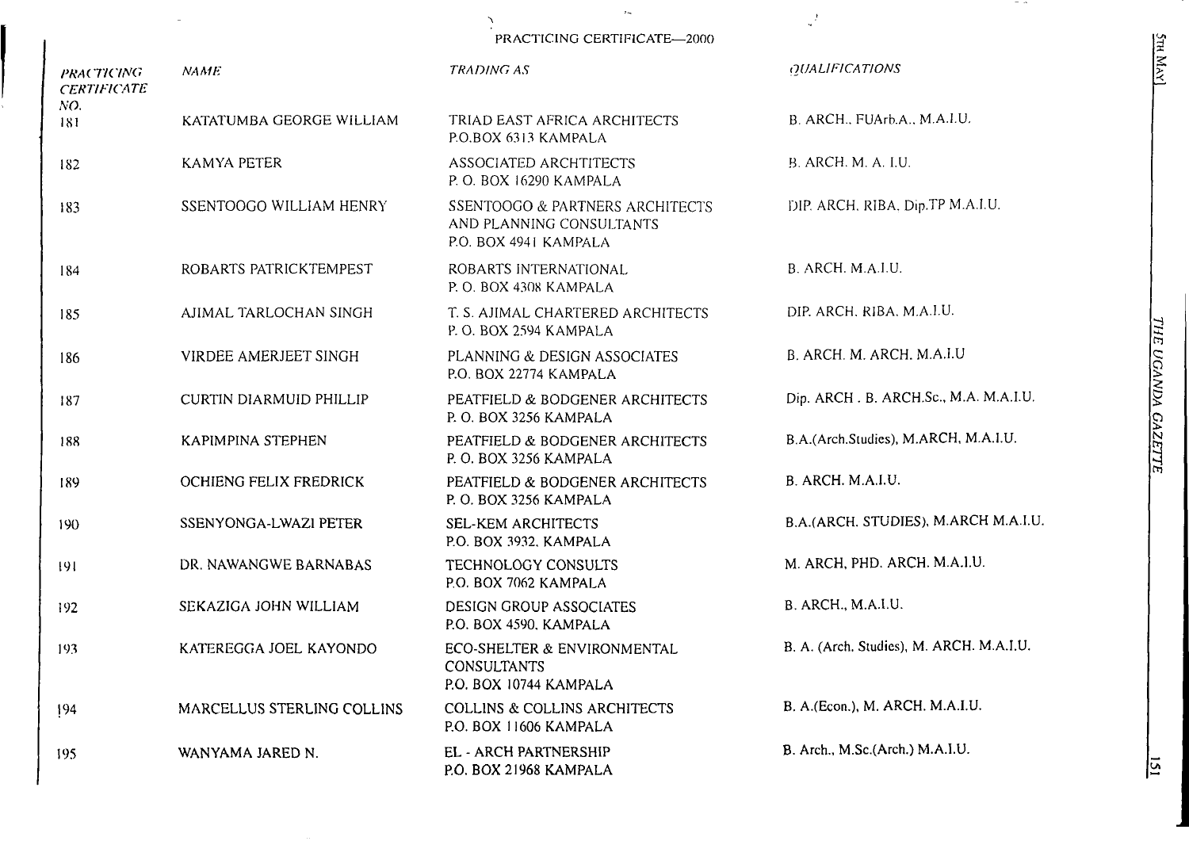PRACTICING CERTIFICATE—2000

| PRACTICING CERTIFICATE NO. | NAME | TRADING AS | QUALIFICATIONS |
|---|---|---|---|
| 181 | KATATUMBA GEORGE WILLIAM | TRIAD EAST AFRICA ARCHITECTS P.O.BOX 6313 KAMPALA | B. ARCH., FUArb.A., M.A.I.U. |
| 182 | KAMYA PETER | ASSOCIATED ARCHTITECTS P. O. BOX 16290 KAMPALA | B. ARCH. M. A. I.U. |
| 183 | SSENTOOGO WILLIAM HENRY | SSENTOOGO & PARTNERS ARCHITECTS AND PLANNING CONSULTANTS P.O. BOX 4941 KAMPALA | DIP. ARCH. RIBA. Dip.TP M.A.I.U. |
| 184 | ROBARTS PATRICKTEMPEST | ROBARTS INTERNATIONAL P. O. BOX 4308 KAMPALA | B. ARCH. M.A.I.U. |
| 185 | AJIMAL TARLOCHAN SINGH | T. S. AJIMAL CHARTERED ARCHITECTS P. O. BOX 2594 KAMPALA | DIP. ARCH. RIBA. M.A.I.U. |
| 186 | VIRDEE AMERJEET SINGH | PLANNING & DESIGN ASSOCIATES P.O. BOX 22774 KAMPALA | B. ARCH. M. ARCH. M.A.I.U |
| 187 | CURTIN DIARMUID PHILLIP | PEATFIELD & BODGENER ARCHITECTS P. O. BOX 3256 KAMPALA | Dip. ARCH . B. ARCH.Sc., M.A. M.A.I.U. |
| 188 | KAPIMPINA STEPHEN | PEATFIELD & BODGENER ARCHITECTS P. O. BOX 3256 KAMPALA | B.A.(Arch.Studies), M.ARCH, M.A.I.U. |
| 189 | OCHIENG FELIX FREDRICK | PEATFIELD & BODGENER ARCHITECTS P. O. BOX 3256 KAMPALA | B. ARCH. M.A.I.U. |
| 190 | SSENYONGA-LWAZI PETER | SEL-KEM ARCHITECTS P.O. BOX 3932, KAMPALA | B.A.(ARCH. STUDIES), M.ARCH M.A.I.U. |
| 191 | DR. NAWANGWE BARNABAS | TECHNOLOGY CONSULTS P.O. BOX 7062 KAMPALA | M. ARCH, PHD. ARCH. M.A.I.U. |
| 192 | SEKAZIGA JOHN WILLIAM | DESIGN GROUP ASSOCIATES P.O. BOX 4590, KAMPALA | B. ARCH., M.A.I.U. |
| 193 | KATEREGGA JOEL KAYONDO | ECO-SHELTER & ENVIRONMENTAL CONSULTANTS P.O. BOX 10744 KAMPALA | B. A. (Arch. Studies), M. ARCH. M.A.I.U. |
| 194 | MARCELLUS STERLING COLLINS | COLLINS & COLLINS ARCHITECTS P.O. BOX 11606 KAMPALA | B. A.(Econ.), M. ARCH. M.A.I.U. |
| 195 | WANYAMA JARED N. | EL - ARCH PARTNERSHIP P.O. BOX 21968 KAMPALA | B. Arch., M.Sc.(Arch.) M.A.I.U. |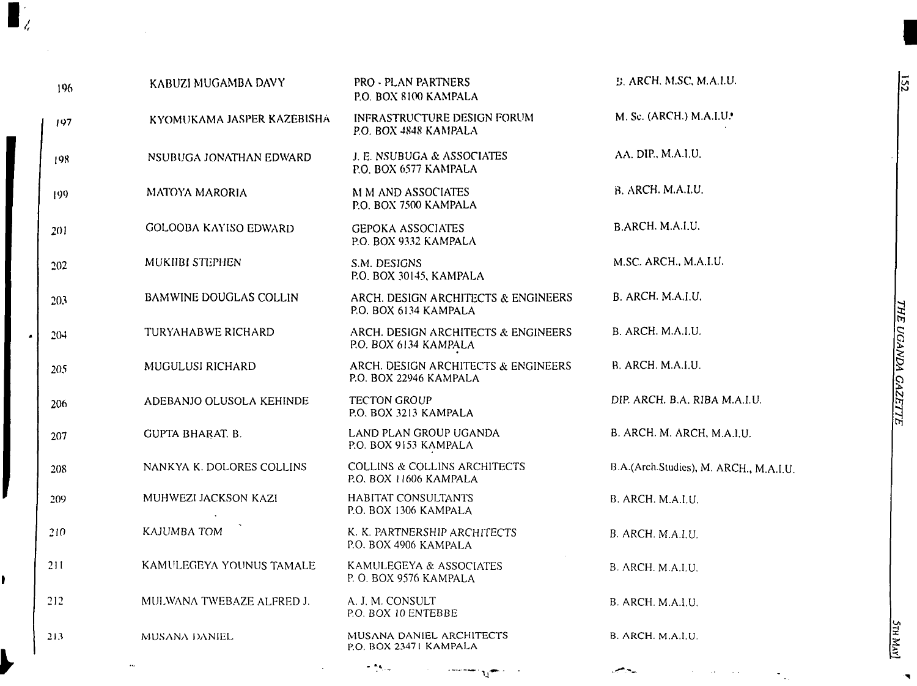| | | | |
|---|---|---|---|
| 196 | KABUZI MUGAMBA DAVY | PRO - PLAN PARTNERS<br>P.O. BOX 8100 KAMPALA | B. ARCH. M.SC. M.A.I.U. |
| 197 | KYOMUKAMA JASPER KAZEBISHA | INFRASTRUCTURE DESIGN FORUM<br>P.O. BOX 4848 KAMPALA | M. Sc. (ARCH.) M.A.I.U. |
| 198 | NSUBUGA JONATHAN EDWARD | J. E. NSUBUGA & ASSOCIATES<br>P.O. BOX 6577 KAMPALA | AA. DIP., M.A.I.U. |
| 199 | MATOYA MARORIA | M M AND ASSOCIATES<br>P.O. BOX 7500 KAMPALA | B. ARCH. M.A.I.U. |
| 201 | GOLOOBA KAYISO EDWARD | GEPOKA ASSOCIATES<br>P.O. BOX 9332 KAMPALA | B.ARCH. M.A.I.U. |
| 202 | MUKIIBI STEPHEN | S.M. DESIGNS<br>P.O. BOX 30145, KAMPALA | M.SC. ARCH., M.A.I.U. |
| 203 | BAMWINE DOUGLAS COLLIN | ARCH. DESIGN ARCHITECTS & ENGINEERS<br>P.O. BOX 6134 KAMPALA | B. ARCH. M.A.I.U. |
| 204 | TURYAHABWE RICHARD | ARCH. DESIGN ARCHITECTS & ENGINEERS<br>P.O. BOX 6134 KAMPALA | B. ARCH. M.A.I.U. |
| 205 | MUGULUSI RICHARD | ARCH. DESIGN ARCHITECTS & ENGINEERS<br>P.O. BOX 22946 KAMPALA | B. ARCH. M.A.I.U. |
| 206 | ADEBANJO OLUSOLA KEHINDE | TECTON GROUP<br>P.O. BOX 3213 KAMPALA | DIP. ARCH. B.A. RIBA M.A.I.U. |
| 207 | GUPTA BHARAT. B. | LAND PLAN GROUP UGANDA<br>P.O. BOX 9153 KAMPALA | B. ARCH. M. ARCH, M.A.I.U. |
| 208 | NANKYA K. DOLORES COLLINS | COLLINS & COLLINS ARCHITECTS<br>P.O. BOX 11606 KAMPALA | B.A.(Arch.Studies), M. ARCH., M.A.I.U. |
| 209 | MUHWEZI JACKSON KAZI | HABITAT CONSULTANTS<br>P.O. BOX 1306 KAMPALA | B. ARCH. M.A.I.U. |
| 210 | KAJUMBA TOM | K. K. PARTNERSHIP ARCHITECTS<br>P.O. BOX 4906 KAMPALA | B. ARCH. M.A.I.U. |
| 211 | KAMULEGEYA YOUNUS TAMALE | KAMULEGEYA & ASSOCIATES<br>P. O. BOX 9576 KAMPALA | B. ARCH. M.A.I.U. |
| 212 | MULWANA TWEBAZE ALFRED J. | A. J. M. CONSULT<br>P.O. BOX 10 ENTEBBE | B. ARCH. M.A.I.U. |
| 213 | MUSANA DANIEL | MUSANA DANIEL ARCHITECTS<br>P.O. BOX 23471 KAMPALA | B. ARCH. M.A.I.U. |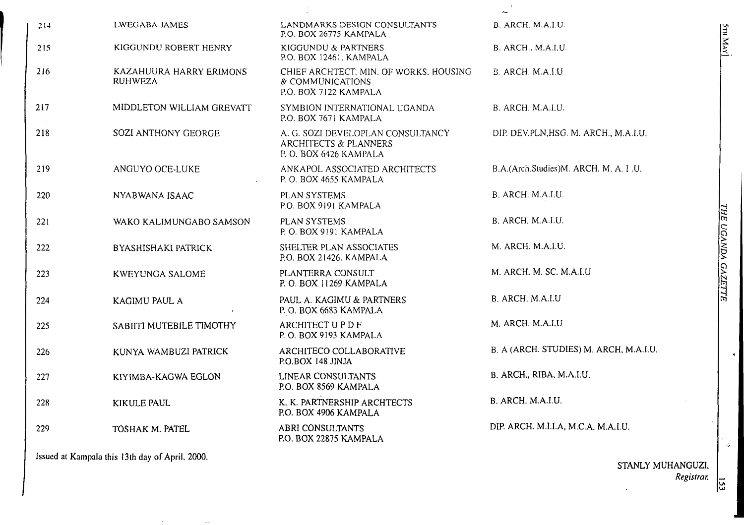| | | | |
|---|---|---|---|
| 214 | LWEGABA JAMES | LANDMARKS DESIGN CONSULTANTS<br>P.O. BOX 26775 KAMPALA | B. ARCH. M.A.I.U. |
| 215 | KIGGUNDU ROBERT HENRY | KIGGUNDU & PARTNERS<br>P.O. BOX 12461, KAMPALA | B. ARCH., M.A.I.U. |
| 216 | KAZAHUURA HARRY ERIMONS RUHWEZA | CHIEF ARCHTECT, MIN. OF WORKS, HOUSING & COMMUNICATIONS<br>P.O. BOX 7122 KAMPALA | B. ARCH. M.A.I.U |
| 217 | MIDDLETON WILLIAM GREVATT | SYMBION INTERNATIONAL UGANDA<br>P.O. BOX 7671 KAMPALA | B. ARCH. M.A.I.U. |
| 218 | SOZI ANTHONY GEORGE | A. G. SOZI DEVELOPLAN CONSULTANCY ARCHITECTS & PLANNERS<br>P. O. BOX 6426 KAMPALA | DIP. DEV.PLN,HSG. M. ARCH., M.A.I.U. |
| 219 | ANGUYO OCE-LUKE | ANKAPOL ASSOCIATED ARCHITECTS<br>P. O. BOX 4655 KAMPALA | B.A.(Arch.Studies)M. ARCH. M. A. I .U. |
| 220 | NYABWANA ISAAC | PLAN SYSTEMS<br>P.O. BOX 9191 KAMPALA | B. ARCH. M.A.I.U. |
| 221 | WAKO KALIMUNGABO SAMSON | PLAN SYSTEMS<br>P. O. BOX 9191 KAMPALA | B. ARCH. M.A.I.U. |
| 222 | BYASHISHAKI PATRICK | SHELTER PLAN ASSOCIATES<br>P.O. BOX 21426, KAMPALA | M. ARCH. M.A.I.U. |
| 223 | KWEYUNGA SALOME | PLANTERRA CONSULT<br>P. O. BOX 11269 KAMPALA | M. ARCH. M. SC. M.A.I.U |
| 224 | KAGIMU PAUL A | PAUL A. KAGIMU & PARTNERS<br>P. O. BOX 6683 KAMPALA | B. ARCH. M.A.I.U |
| 225 | SABIITI MUTEBILE TIMOTHY | ARCHITECT U P D F<br>P. O. BOX 9193 KAMPALA | M. ARCH. M.A.I.U |
| 226 | KUNYA WAMBUZI PATRICK | ARCHITECO COLLABORATIVE<br>P.O.BOX 148 JINJA | B. A (ARCH. STUDIES) M. ARCH, M.A.I.U. |
| 227 | KIYIMBA-KAGWA EGLON | LINEAR CONSULTANTS<br>P.O. BOX 8569 KAMPALA | B. ARCH., RIBA, M.A.I.U. |
| 228 | KIKULE PAUL | K. K. PARTNERSHIP ARCHTECTS<br>P.O. BOX 4906 KAMPALA | B. ARCH. M.A.I.U. |
| 229 | TOSHAK M. PATEL | ABRI CONSULTANTS<br>P.O. BOX 22875 KAMPALA | DIP. ARCH. M.I.I.A, M.C.A. M.A.I.U. |

Issued at Kampala this 13th day of April, 2000.

STANLY MUHANGUZI,
*Registrar.*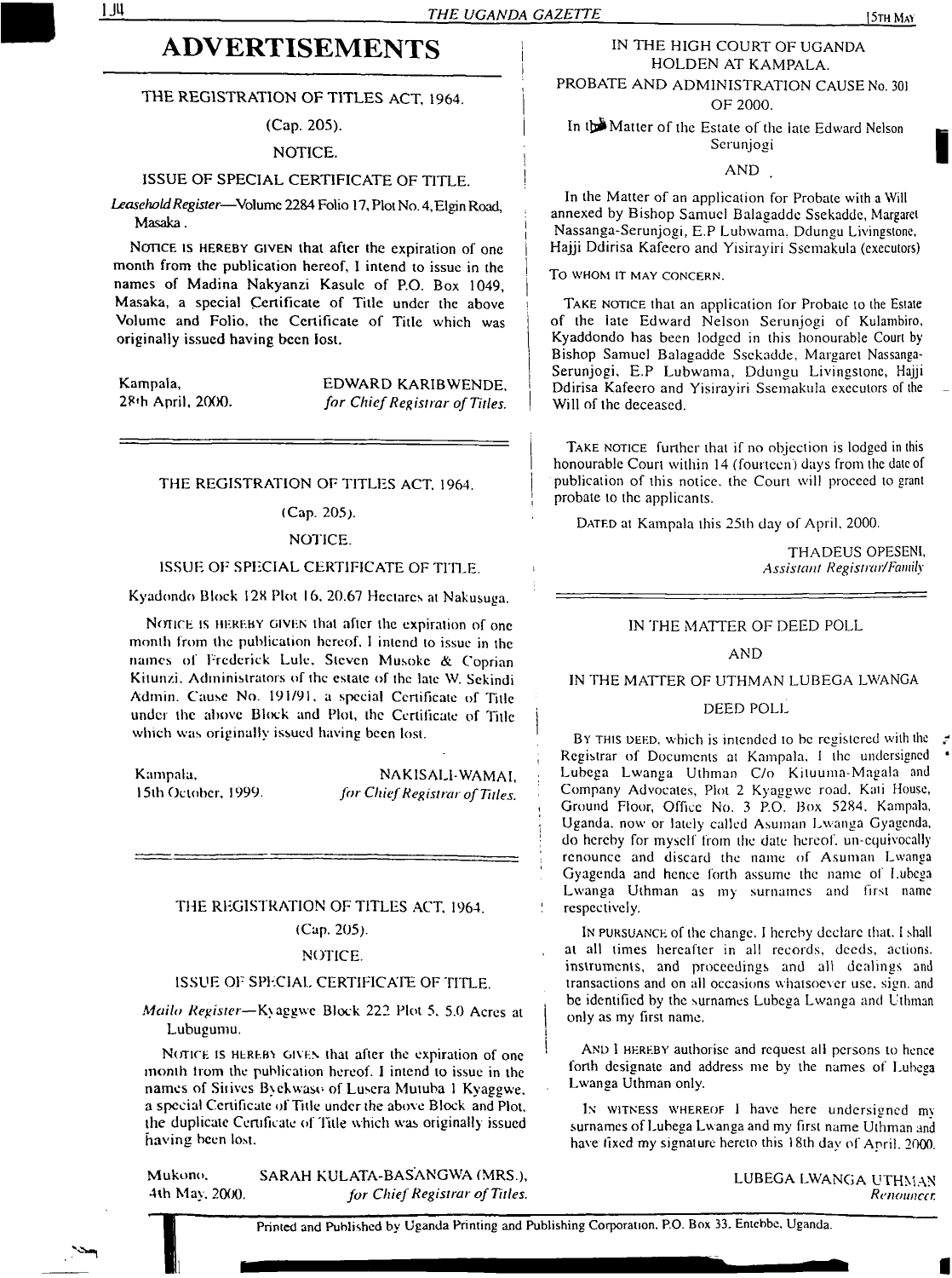# ADVERTISEMENTS

THE REGISTRATION OF TITLES ACT, 1964.

(Cap. 205).

NOTICE.

ISSUE OF SPECIAL CERTIFICATE OF TITLE.

*Leasehold Register*—Volume 2284 Folio 17, Plot No. 4, Elgin Road, Masaka.

NOTICE IS HEREBY GIVEN that after the expiration of one month from the publication hereof, I intend to issue in the names of Madina Nakyanzi Kasule of P.O. Box 1049, Masaka, a special Certificate of Title under the above Volume and Folio, the Certificate of Title which was originally issued having been lost.

Kampala,
28th April, 2000.

EDWARD KARIBWENDE,
*for Chief Registrar of Titles.*

---

THE REGISTRATION OF TITLES ACT, 1964.

(Cap. 205).

NOTICE.

ISSUE OF SPECIAL CERTIFICATE OF TITLE.

Kyadondo Block 128 Plot 16, 20.67 Hectares at Nakusuga.

NOTICE IS HEREBY GIVEN that after the expiration of one month from the publication hereof, I intend to issue in the names of Frederick Lule, Steven Musoke & Coprian Kitunzi, Administrators of the estate of the late W. Sekindi Admin. Cause No. 191/91, a special Certificate of Title under the above Block and Plot, the Certificate of Title which was originally issued having been lost.

Kampala,
15th October, 1999.

NAKISALI-WAMAI,
*for Chief Registrar of Titles.*

---

THE REGISTRATION OF TITLES ACT, 1964.

(Cap. 205).

NOTICE.

ISSUE OF SPECIAL CERTIFICATE OF TITLE.

*Mailo Register*—Kyaggwe Block 222 Plot 5, 5.0 Acres at Lubugumu.

NOTICE IS HEREBY GIVEN that after the expiration of one month from the publication hereof, I intend to issue in the names of Sirives Byekwaso of Lusera Mutuba 1 Kyaggwe, a special Certificate of Title under the above Block and Plot, the duplicate Certificate of Title which was originally issued having been lost.

Mukono,
4th May, 2000.

SARAH KULATA-BASANGWA (MRS.),
*for Chief Registrar of Titles.*

---

IN THE HIGH COURT OF UGANDA
HOLDEN AT KAMPALA.

PROBATE AND ADMINISTRATION CAUSE No. 301 OF 2000.

In the Matter of the Estate of the late Edward Nelson Serunjogi

AND

In the Matter of an application for Probate with a Will annexed by Bishop Samuel Balagadde Ssekadde, Margaret Nassanga-Serunjogi, E.P Lubwama, Ddungu Livingstone, Hajji Ddirisa Kafeero and Yisirayiri Ssemakula (executors)

TO WHOM IT MAY CONCERN.

TAKE NOTICE that an application for Probate to the Estate of the late Edward Nelson Serunjogi of Kulambiro, Kyaddondo has been lodged in this honourable Court by Bishop Samuel Balagadde Ssekadde, Margaret Nassanga-Serunjogi, E.P Lubwama, Ddungu Livingstone, Hajji Ddirisa Kafeero and Yisirayiri Ssemakula executors of the Will of the deceased.

TAKE NOTICE further that if no objection is lodged in this honourable Court within 14 (fourteen) days from the date of publication of this notice, the Court will proceed to grant probate to the applicants.

DATED at Kampala this 25th day of April, 2000.

THADEUS OPESENI,
*Assistant Registrar/Family*

---

IN THE MATTER OF DEED POLL

AND

IN THE MATTER OF UTHMAN LUBEGA LWANGA

DEED POLL

BY THIS DEED, which is intended to be registered with the Registrar of Documents at Kampala, I the undersigned Lubega Lwanga Uthman C/o Kituuma-Magala and Company Advocates, Plot 2 Kyaggwe road, Kati House, Ground Floor, Office No. 3 P.O. Box 5284, Kampala, Uganda, now or lately called Asuman Lwanga Gyagenda, do hereby for myself from the date hereof, un-equivocally renounce and discard the name of Asuman Lwanga Gyagenda and hence forth assume the name of Lubega Lwanga Uthman as my surnames and first name respectively.

IN PURSUANCE of the change, I hereby declare that, I shall at all times hereafter in all records, deeds, actions, instruments, and proceedings and all dealings and transactions and on all occasions whatsoever use, sign, and be identified by the surnames Lubega Lwanga and Uthman only as my first name.

AND I HEREBY authorise and request all persons to hence forth designate and address me by the names of Lubega Lwanga Uthman only.

IN WITNESS WHEREOF I have here undersigned my surnames of Lubega Lwanga and my first name Uthman and have fixed my signature hereto this 18th day of April, 2000.

LUBEGA LWANGA UTHMAN
*Renouncer.*

---

Printed and Published by Uganda Printing and Publishing Corporation, P.O. Box 33, Entebbe, Uganda.